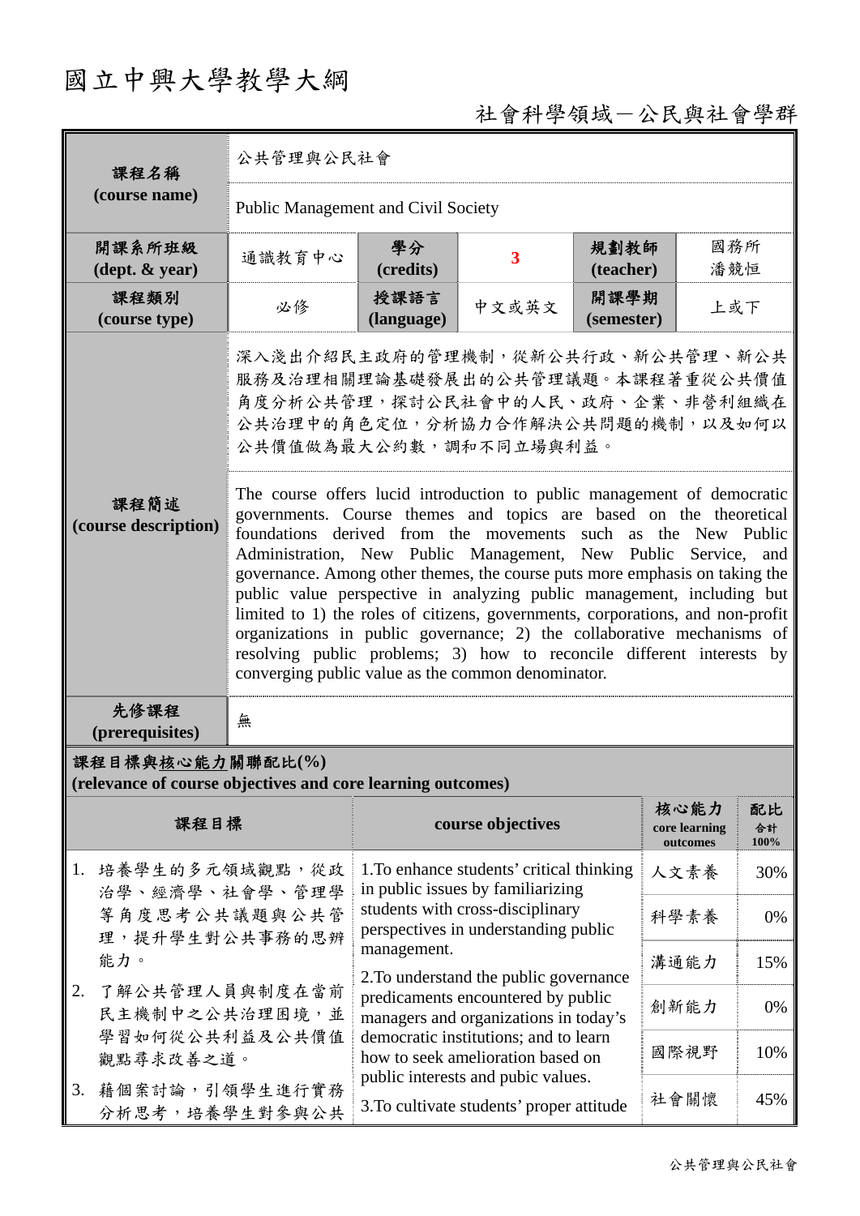# 國立中興大學教學大綱

社會科學領域－公民與社會學群

| 課程名稱 (course name) | 公共管理與公民社會 | | | | |
|---|---|---|---|---|---|
| | Public Management and Civil Society | | | | |
| 開課系所班級 (dept. & year) | 通識教育中心 | 學分 (credits) | 3 | 規劃教師 (teacher) | 國務所 潘競恒 |
| 課程類別 (course type) | 必修 | 授課語言 (language) | 中文或英文 | 開課學期 (semester) | 上或下 |
| 課程簡述 (course description) | 深入淺出介紹民主政府的管理機制，從新公共行政、新公共管理、新公共服務及治理相關理論基礎發展出的公共管理議題。本課程著重從公共價值角度分析公共管理，探討公民社會中的人民、政府、企業、非營利組織在公共治理中的角色定位，分析協力合作解決公共問題的機制，以及如何以公共價值做為最大公約數，調和不同立場與利益。 | | | | |
| | The course offers lucid introduction to public management of democratic governments. Course themes and topics are based on the theoretical foundations derived from the movements such as the New Public Administration, New Public Management, New Public Service, and governance. Among other themes, the course puts more emphasis on taking the public value perspective in analyzing public management, including but limited to 1) the roles of citizens, governments, corporations, and non-profit organizations in public governance; 2) the collaborative mechanisms of resolving public problems; 3) how to reconcile different interests by converging public value as the common denominator. | | | | |
| 先修課程 (prerequisites) | 無 | | | | |

**課程目標與核心能力關聯配比(%)**
**(relevance of course objectives and core learning outcomes)**

| 課程目標 | course objectives | 核心能力 core learning outcomes | 配比 合計100% |
|---|---|---|---|
| 1. 培養學生的多元領域觀點，從政治學、經濟學、社會學、管理學等角度思考公共議題與公共管理，提升學生對公共事務的思辨能力。<br>2. 了解公共管理人員與制度在當前民主機制中之公共治理困境，並學習如何從公共利益及公共價值觀點尋求改善之道。<br>3. 藉個案討論，引領學生進行實務分析思考，培養學生對參與公共 | 1.To enhance students' critical thinking in public issues by familiarizing students with cross-disciplinary perspectives in understanding public management.<br>2.To understand the public governance predicaments encountered by public managers and organizations in today's democratic institutions; and to learn how to seek amelioration based on public interests and pubic values.<br>3.To cultivate students' proper attitude | 人文素養 | 30% |
| | | 科學素養 | 0% |
| | | 溝通能力 | 15% |
| | | 創新能力 | 0% |
| | | 國際視野 | 10% |
| | | 社會關懷 | 45% |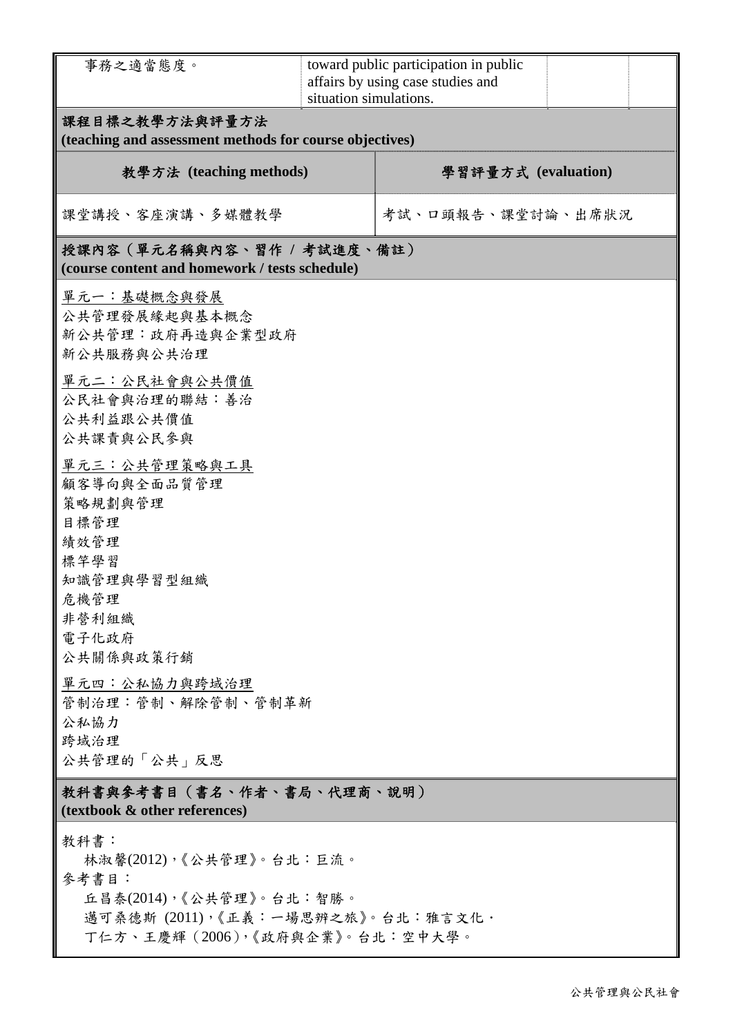| 事務之適當態度。 | toward public participation in public affairs by using case studies and situation simulations. | | |
|---|---|---|---|

**課程目標之教學方法與評量方法**
**(teaching and assessment methods for course objectives)**

| 教學方法 (teaching methods) | 學習評量方式 (evaluation) |
|---|---|
| 課堂講授、客座演講、多媒體教學 | 考試、口頭報告、課堂討論、出席狀況 |

**授課內容（單元名稱與內容、習作 / 考試進度、備註）**
**(course content and homework / tests schedule)**

<u>單元一：基礎概念與發展</u>
公共管理發展緣起與基本概念
新公共管理：政府再造與企業型政府
新公共服務與公共治理

<u>單元二：公民社會與公共價值</u>
公民社會與治理的聯結：善治
公共利益跟公共價值
公共課責與公民參與

<u>單元三：公共管理策略與工具</u>
顧客導向與全面品質管理
策略規劃與管理
目標管理
績效管理
標竿學習
知識管理與學習型組織
危機管理
非營利組織
電子化政府
公共關係與政策行銷

<u>單元四：公私協力與跨域治理</u>
管制治理：管制、解除管制、管制革新
公私協力
跨域治理
公共管理的「公共」反思

**教科書與參考書目（書名、作者、書局、代理商、說明）**
**(textbook & other references)**

教科書：
林淑馨(2012)，《公共管理》。台北：巨流。
參考書目：
丘昌泰(2014)，《公共管理》。台北：智勝。
邁可桑德斯 (2011)，《正義：一場思辨之旅》。台北：雅言文化．
丁仁方、王慶輝（2006），《政府與企業》。台北：空中大學。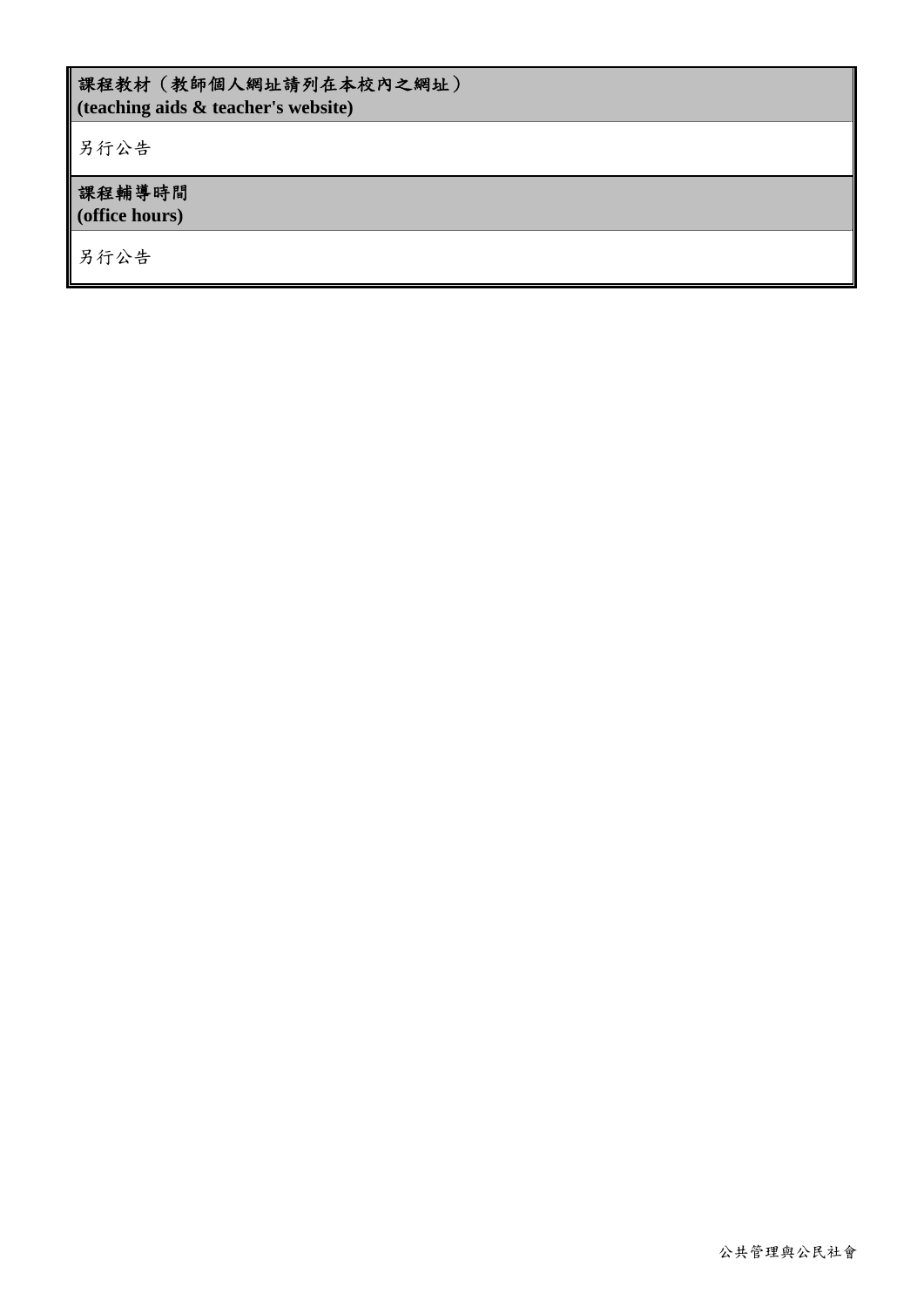| 課程教材（教師個人網址請列在本校內之網址）<br>**(teaching aids & teacher's website)** |
|---|
| 另行公告 |
| **課程輔導時間<br>(office hours)** |
| 另行公告 |